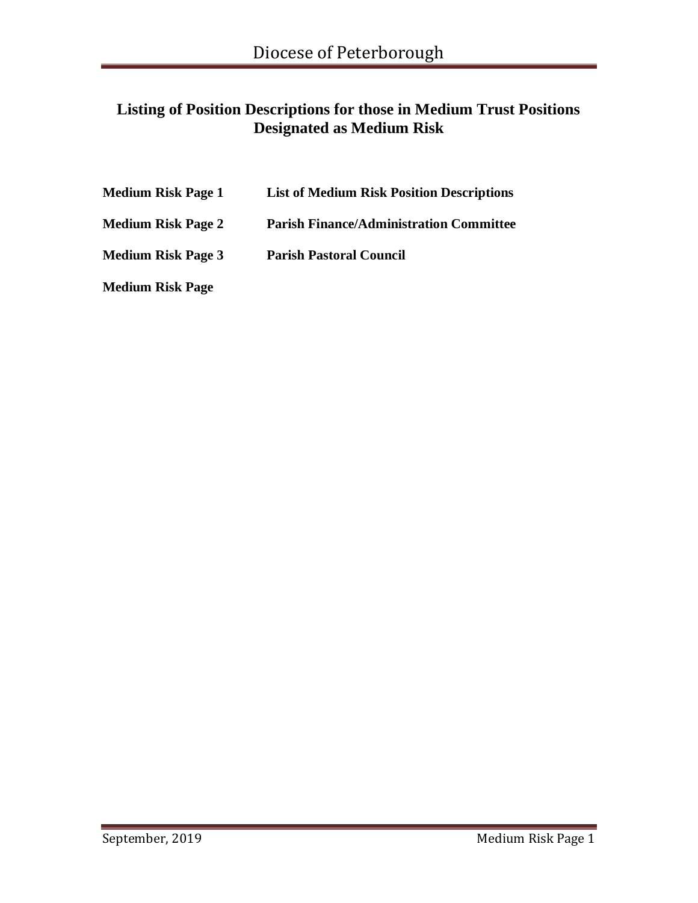# Listing of Position Descriptions for those in Medium Trust Positions Designated as Medium Risk

| | |
|---|---|
| **Medium Risk Page 1** | **List of Medium Risk Position Descriptions** |
| **Medium Risk Page 2** | **Parish Finance/Administration Committee** |
| **Medium Risk Page 3** | **Parish Pastoral Council** |
| **Medium Risk Page** | |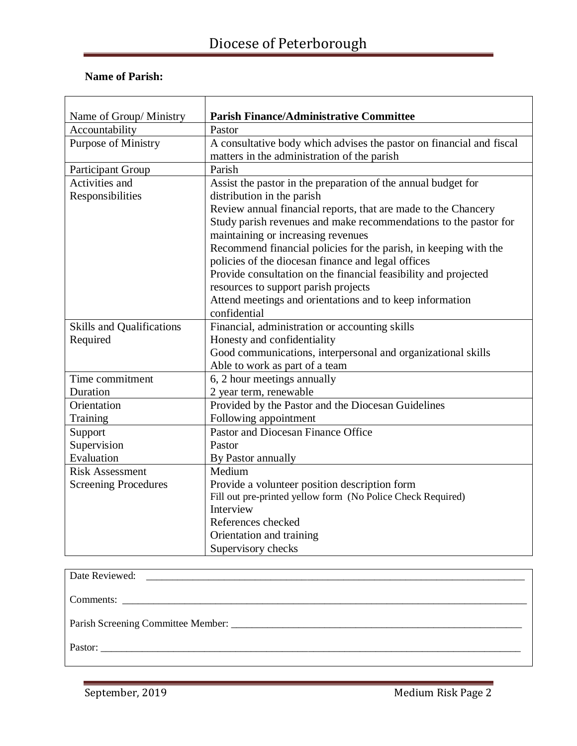# Diocese of Peterborough

**Name of Parish:**

| Name of Group/ Ministry | **Parish Finance/Administrative Committee** |
|---|---|
| Accountability | Pastor |
| Purpose of Ministry | A consultative body which advises the pastor on financial and fiscal matters in the administration of the parish |
| Participant Group | Parish |
| Activities and Responsibilities | Assist the pastor in the preparation of the annual budget for distribution in the parish<br>Review annual financial reports, that are made to the Chancery<br>Study parish revenues and make recommendations to the pastor for maintaining or increasing revenues<br>Recommend financial policies for the parish, in keeping with the policies of the diocesan finance and legal offices<br>Provide consultation on the financial feasibility and projected resources to support parish projects<br>Attend meetings and orientations and to keep information confidential |
| Skills and Qualifications Required | Financial, administration or accounting skills<br>Honesty and confidentiality<br>Good communications, interpersonal and organizational skills<br>Able to work as part of a team |
| Time commitment<br>Duration | 6, 2 hour meetings annually<br>2 year term, renewable |
| Orientation<br>Training | Provided by the Pastor and the Diocesan Guidelines<br>Following appointment |
| Support<br>Supervision<br>Evaluation | Pastor and Diocesan Finance Office<br>Pastor<br>By Pastor annually |
| Risk Assessment<br>Screening Procedures | Medium<br>Provide a volunteer position description form<br>Fill out pre-printed yellow form (No Police Check Required)<br>Interview<br>References checked<br>Orientation and training<br>Supervisory checks |

Date Reviewed: ____________________

Comments: ____________________

Parish Screening Committee Member: ____________________

Pastor: ____________________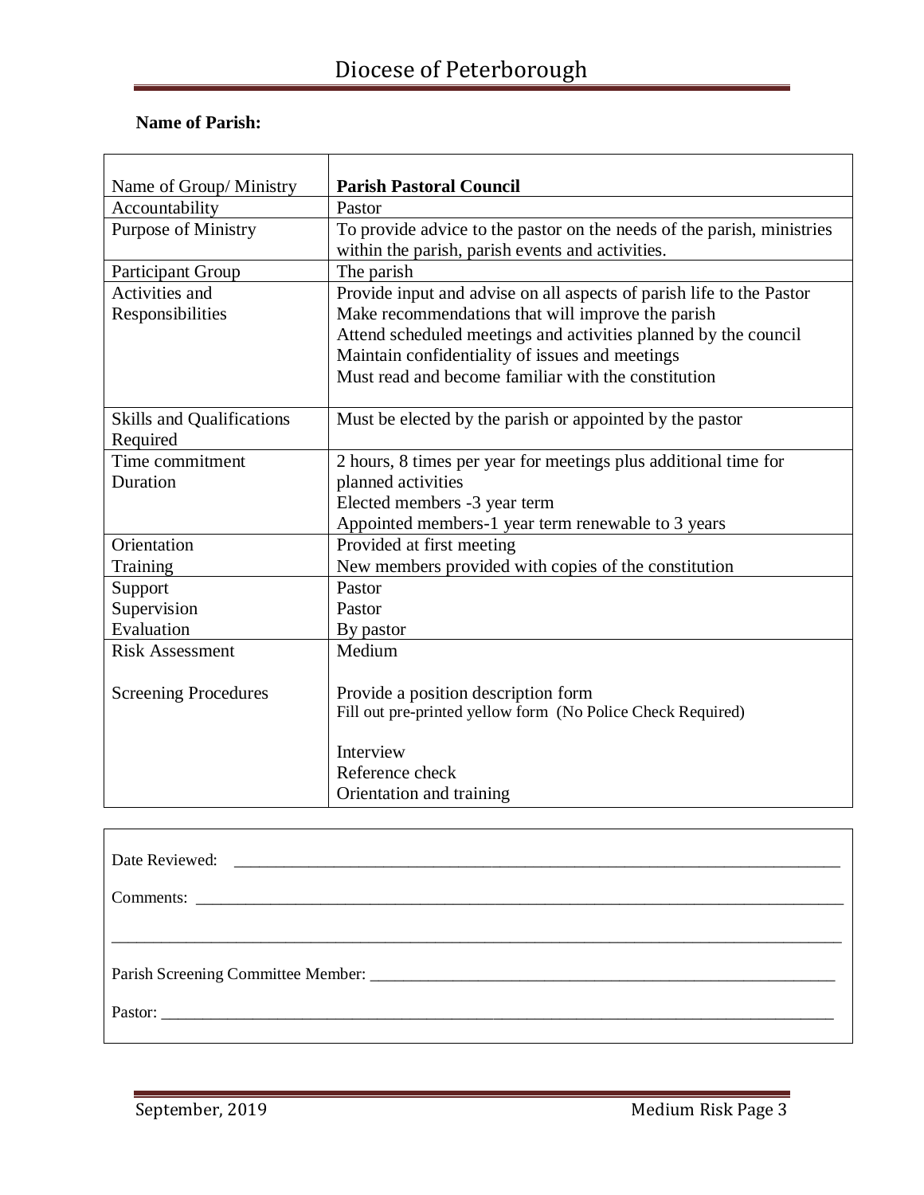# Diocese of Peterborough

**Name of Parish:**

| Name of Group/ Ministry | **Parish Pastoral Council** |
|---|---|
| Accountability | Pastor |
| Purpose of Ministry | To provide advice to the pastor on the needs of the parish, ministries within the parish, parish events and activities. |
| Participant Group | The parish |
| Activities and Responsibilities | Provide input and advise on all aspects of parish life to the Pastor<br>Make recommendations that will improve the parish<br>Attend scheduled meetings and activities planned by the council<br>Maintain confidentiality of issues and meetings<br>Must read and become familiar with the constitution |
| Skills and Qualifications Required | Must be elected by the parish or appointed by the pastor |
| Time commitment<br>Duration | 2 hours, 8 times per year for meetings plus additional time for planned activities<br>Elected members -3 year term<br>Appointed members-1 year term renewable to 3 years |
| Orientation<br>Training | Provided at first meeting<br>New members provided with copies of the constitution |
| Support<br>Supervision<br>Evaluation | Pastor<br>Pastor<br>By pastor |
| Risk Assessment<br><br>Screening Procedures | Medium<br><br>Provide a position description form<br>Fill out pre-printed yellow form (No Police Check Required)<br><br>Interview<br>Reference check<br>Orientation and training |

Date Reviewed: ____________________________________________

Comments: ____________________________________________

____________________________________________

Parish Screening Committee Member: ____________________________________________

Pastor: ____________________________________________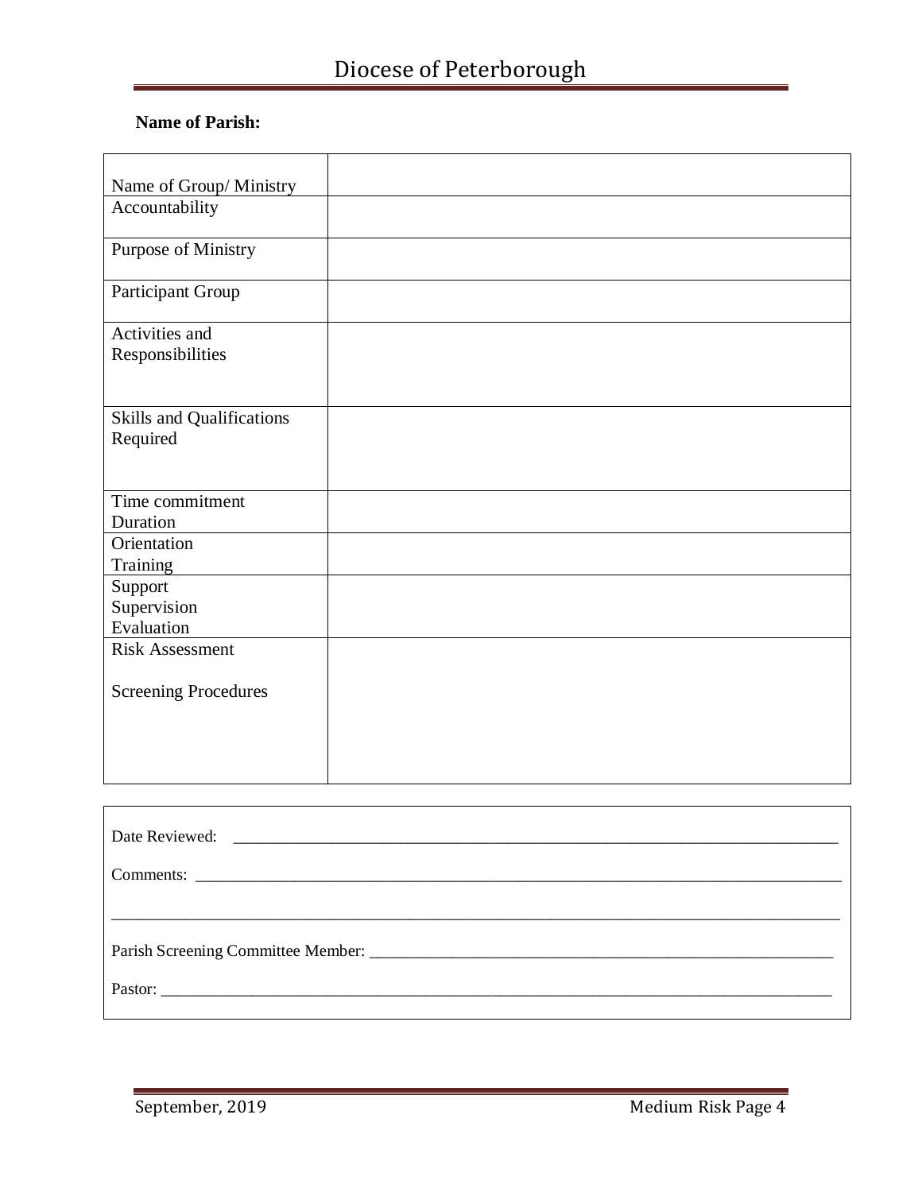**Name of Parish:**

| | |
|---|---|
| Name of Group/ Ministry | |
| Accountability | |
| Purpose of Ministry | |
| Participant Group | |
| Activities and Responsibilities | |
| Skills and Qualifications Required | |
| Time commitment Duration | |
| Orientation Training | |
| Support Supervision Evaluation | |
| Risk Assessment<br><br>Screening Procedures | |

Date Reviewed: ______________________________________________________________________________

Comments: ___________________________________________________________________________________

_____________________________________________________________________________________________

Parish Screening Committee Member: ___________________________________________________________

Pastor: _______________________________________________________________________________________